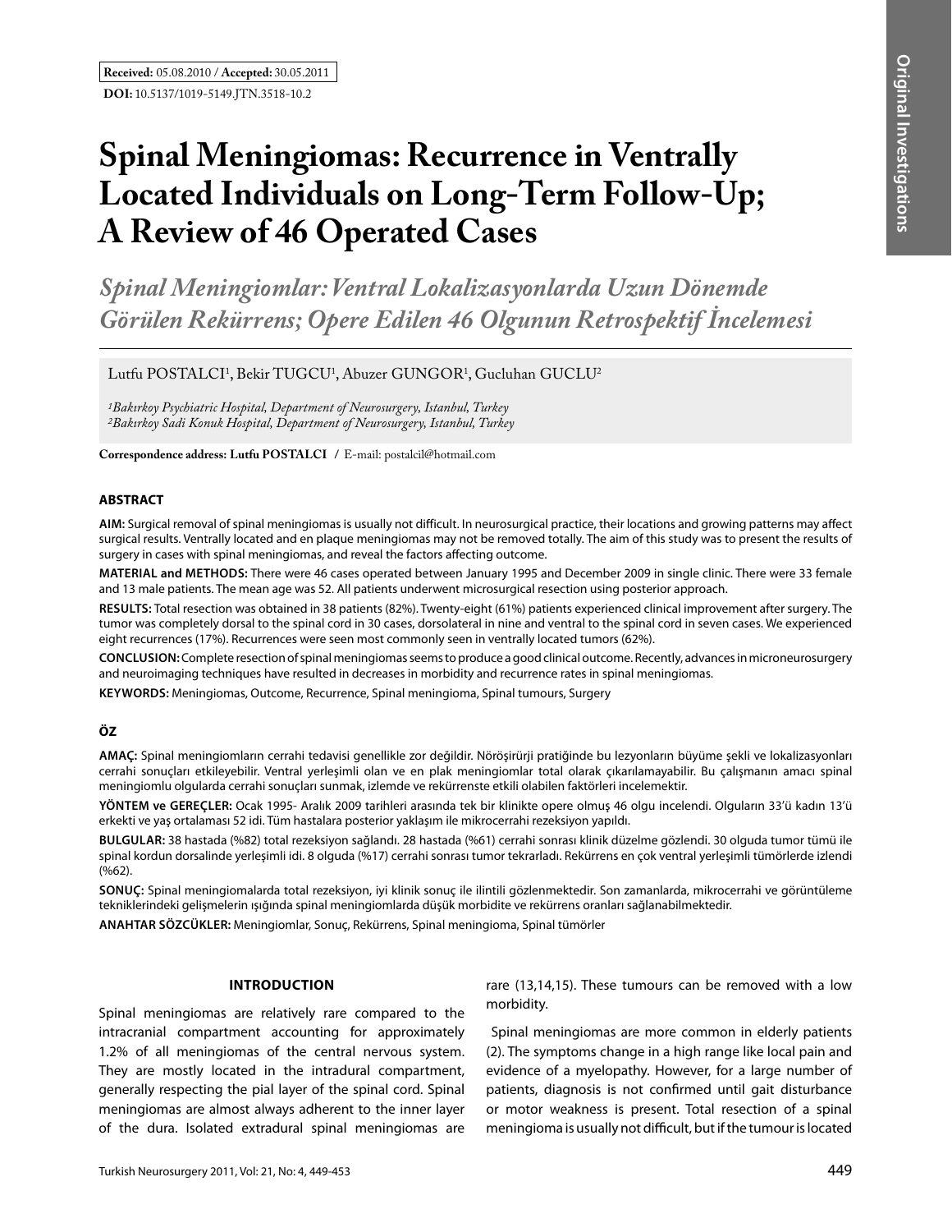**Received:** 05.08.2010 / **Accepted:** 30.05.2011

**DOI:** 10.5137/1019-5149.JTN.3518-10.2

# Spinal Meningiomas: Recurrence in Ventrally Located Individuals on Long-Term Follow-Up; A Review of 46 Operated Cases

## *Spinal Meningiomlar: Ventral Lokalizasyonlarda Uzun Dönemde Görülen Rekürrens; Opere Edilen 46 Olgunun Retrospektif İncelemesi*

Lutfu POSTALCI[1], Bekir TUGCU[1], Abuzer GUNGOR[1], Gucluhan GUCLU[2]

*[1]Bakırkoy Psychiatric Hospital, Department of Neurosurgery, Istanbul, Turkey*
*[2]Bakırkoy Sadi Konuk Hospital, Department of Neurosurgery, Istanbul, Turkey*

**Correspondence address: Lutfu POSTALCI** / E-mail: postalcil@hotmail.com

### ABSTRACT

**AIM:** Surgical removal of spinal meningiomas is usually not difficult. In neurosurgical practice, their locations and growing patterns may affect surgical results. Ventrally located and en plaque meningiomas may not be removed totally. The aim of this sutdy was to present the results of surgery in cases with spinal meningiomas, and reveal the factors affecting outcome.

**MATERIAL and METHODS:** There were 46 cases operated between January 1995 and December 2009 in single clinic. There were 33 female and 13 male patients. The mean age was 52. All patients underwent microsurgical resection using posterior approach.

**RESULTS:** Total resection was obtained in 38 patients (82%). Twenty-eight (61%) patients experienced clinical improvement after surgery. The tumor was completely dorsal to the spinal cord in 30 cases, dorsolateral in nine and ventral to the spinal cord in seven cases. We experienced eight recurrences (17%). Recurrences were seen most commonly seen in ventrally located tumors (62%).

**CONCLUSION:** Complete resection of spinal meningiomas seems to produce a good clinical outcome. Recently, advances in microneurosurgery and neuroimaging techniques have resulted in decreases in morbidity and recurrence rates in spinal meningiomas.

**KEYWORDS:** Meningiomas, Outcome, Recurrence, Spinal meningioma, Spinal tumours, Surgery

### ÖZ

**AMAÇ:** Spinal meningiomların cerrahi tedavisi genellikle zor değildir. Nöröşirürji pratiğinde bu lezyonların büyüme şekli ve lokalizasyonları cerrahi sonuçları etkileyebilir. Ventral yerleşimli olan ve en plak meningiomlar total olarak çıkarılamayabilir. Bu çalışmanın amacı spinal meningiomlu olgularda cerrahi sonuçları sunmak, izlemde ve rekürrenste etkili olabilen faktörleri incelemektir.

**YÖNTEM ve GEREÇLER:** Ocak 1995- Aralık 2009 tarihleri arasında tek bir klinikte opere olmuş 46 olgu incelendi. Olguların 33'ü kadın 13'ü erkekti ve yaş ortalaması 52 idi. Tüm hastalara posterior yaklaşım ile mikrocerrahi rezeksiyon yapıldı.

**BULGULAR:** 38 hastada (%82) total rezeksiyon sağlandı. 28 hastada (%61) cerrahi sonrası klinik düzelme gözlendi. 30 olguda tumor tümü ile spinal kordun dorsalinde yerleşimli idi. 8 olguda (%17) cerrahi sonrası tumor tekrarladı. Rekürrens en çok ventral yerleşimli tümörlerde izlendi (%62).

**SONUÇ:** Spinal meningiomalarda total rezeksiyon, iyi klinik sonuç ile ilintili gözlenmektedir. Son zamanlarda, mikrocerrahi ve görüntüleme tekniklerindeki gelişmelerin ışığında spinal meningiomlarda düşük morbidite ve rekürrens oranları sağlanabilmektedir.

**ANAHTAR SÖZCÜKLER:** Meningiomlar, Sonuç, Rekürrens, Spinal meningioma, Spinal tümörler

### INTRODUCTION

Spinal meningiomas are relatively rare compared to the intracranial compartment accounting for approximately 1.2% of all meningiomas of the central nervous system. They are mostly located in the intradural compartment, generally respecting the pial layer of the spinal cord. Spinal meningiomas are almost always adherent to the inner layer of the dura. Isolated extradural spinal meningiomas are rare (13,14,15). These tumours can be removed with a low morbidity.

Spinal meningiomas are more common in elderly patients (2). The symptoms change in a high range like local pain and evidence of a myelopathy. However, for a large number of patients, diagnosis is not confirmed until gait disturbance or motor weakness is present. Total resection of a spinal meningioma is usually not difficult, but if the tumour is located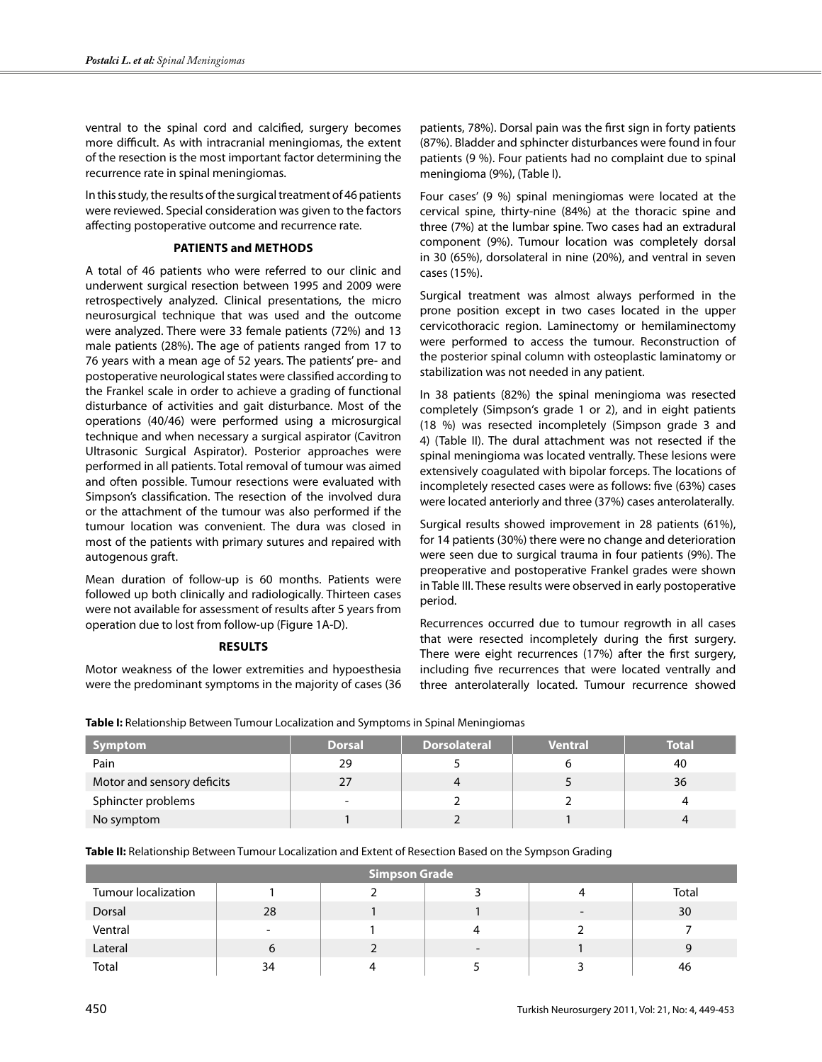ventral to the spinal cord and calcified, surgery becomes more difficult. As with intracranial meningiomas, the extent of the resection is the most important factor determining the recurrence rate in spinal meningiomas.

In this study, the results of the surgical treatment of 46 patients were reviewed. Special consideration was given to the factors affecting postoperative outcome and recurrence rate.

## PATIENTS and METHODS

A total of 46 patients who were referred to our clinic and underwent surgical resection between 1995 and 2009 were retrospectively analyzed. Clinical presentations, the micro neurosurgical technique that was used and the outcome were analyzed. There were 33 female patients (72%) and 13 male patients (28%). The age of patients ranged from 17 to 76 years with a mean age of 52 years. The patients' pre- and postoperative neurological states were classified according to the Frankel scale in order to achieve a grading of functional disturbance of activities and gait disturbance. Most of the operations (40/46) were performed using a microsurgical technique and when necessary a surgical aspirator (Cavitron Ultrasonic Surgical Aspirator). Posterior approaches were performed in all patients. Total removal of tumour was aimed and often possible. Tumour resections were evaluated with Simpson's classification. The resection of the involved dura or the attachment of the tumour was also performed if the tumour location was convenient. The dura was closed in most of the patients with primary sutures and repaired with autogenous graft.

Mean duration of follow-up is 60 months. Patients were followed up both clinically and radiologically. Thirteen cases were not available for assessment of results after 5 years from operation due to lost from follow-up (Figure 1A-D).

## RESULTS

Motor weakness of the lower extremities and hypoesthesia were the predominant symptoms in the majority of cases (36 patients, 78%). Dorsal pain was the first sign in forty patients (87%). Bladder and sphincter disturbances were found in four patients (9 %). Four patients had no complaint due to spinal meningioma (9%), (Table I).

Four cases' (9 %) spinal meningiomas were located at the cervical spine, thirty-nine (84%) at the thoracic spine and three (7%) at the lumbar spine. Two cases had an extradural component (9%). Tumour location was completely dorsal in 30 (65%), dorsolateral in nine (20%), and ventral in seven cases (15%).

Surgical treatment was almost always performed in the prone position except in two cases located in the upper cervicothoracic region. Laminectomy or hemilaminectomy were performed to access the tumour. Reconstruction of the posterior spinal column with osteoplastic laminatomy or stabilization was not needed in any patient.

In 38 patients (82%) the spinal meningioma was resected completely (Simpson's grade 1 or 2), and in eight patients (18 %) was resected incompletely (Simpson grade 3 and 4) (Table II). The dural attachment was not resected if the spinal meningioma was located ventrally. These lesions were extensively coagulated with bipolar forceps. The locations of incompletely resected cases were as follows: five (63%) cases were located anteriorly and three (37%) cases anterolaterally.

Surgical results showed improvement in 28 patients (61%), for 14 patients (30%) there were no change and deterioration were seen due to surgical trauma in four patients (9%). The preoperative and postoperative Frankel grades were shown in Table III. These results were observed in early postoperative period.

Recurrences occurred due to tumour regrowth in all cases that were resected incompletely during the first surgery. There were eight recurrences (17%) after the first surgery, including five recurrences that were located ventrally and three anterolaterally located. Tumour recurrence showed

**Table I:** Relationship Between Tumour Localization and Symptoms in Spinal Meningiomas

| Symptom | Dorsal | Dorsolateral | Ventral | Total |
|---|---|---|---|---|
| Pain | 29 | 5 | 6 | 40 |
| Motor and sensory deficits | 27 | 4 | 5 | 36 |
| Sphincter problems | - | 2 | 2 | 4 |
| No symptom | 1 | 2 | 1 | 4 |

**Table II:** Relationship Between Tumour Localization and Extent of Resection Based on the Sympson Grading

| | Simpson Grade | | | | |
|---|---|---|---|---|---|
| Tumour localization | 1 | 2 | 3 | 4 | Total |
| Dorsal | 28 | 1 | 1 | - | 30 |
| Ventral | - | 1 | 4 | 2 | 7 |
| Lateral | 6 | 2 | - | 1 | 9 |
| Total | 34 | 4 | 5 | 3 | 46 |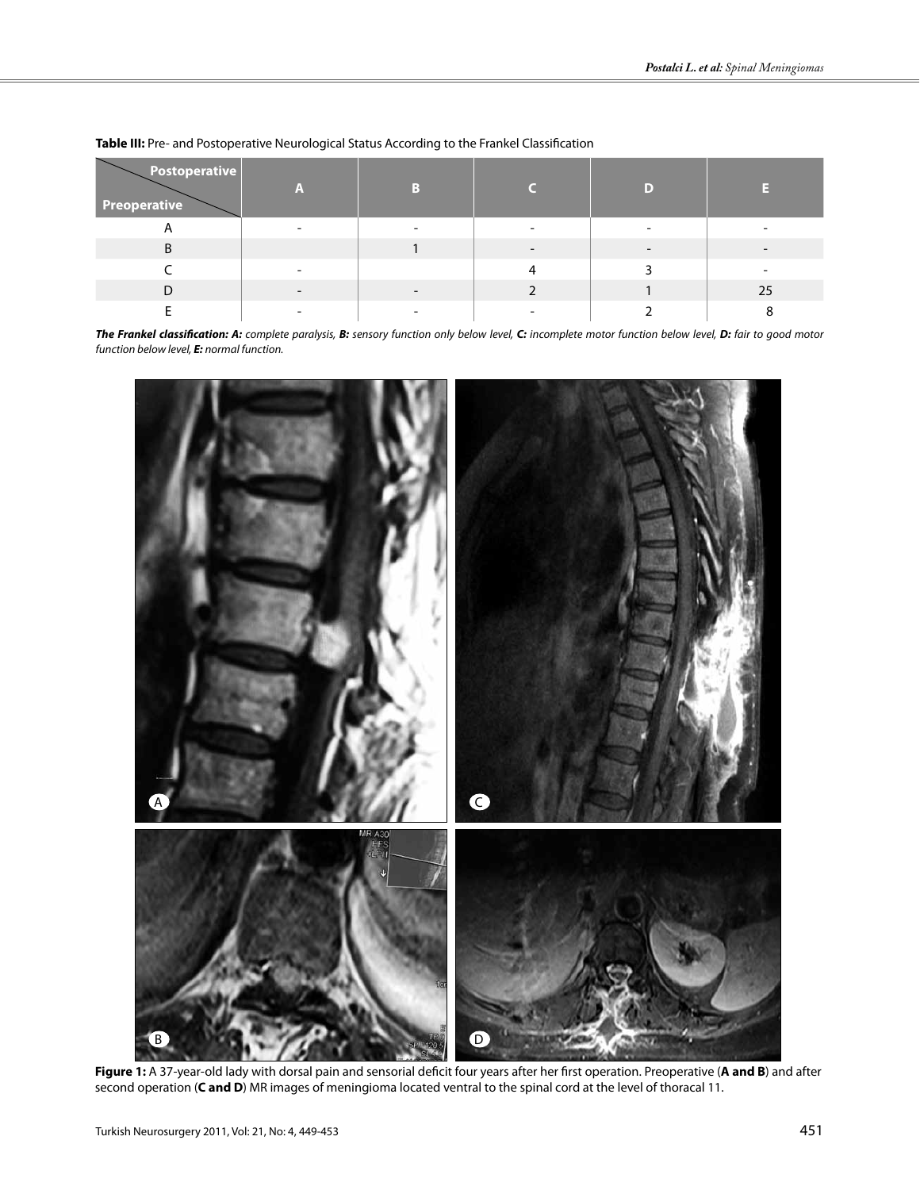**Table III:** Pre- and Postoperative Neurological Status According to the Frankel Classification

| Preoperative \ Postoperative | A | B | C | D | E |
|---|---|---|---|---|---|
| A | - | - | - | - | - |
| B | | 1 | - | - | - |
| C | - | | 4 | 3 | - |
| D | - | - | 2 | 1 | 25 |
| E | - | - | - | 2 | 8 |

***The Frankel classification: A:*** *complete paralysis,* ***B:*** *sensory function only below level,* ***C:*** *incomplete motor function below level,* ***D:*** *fair to good motor function below level,* ***E:*** *normal function.*

**Figure 1:** A 37-year-old lady with dorsal pain and sensorial deficit four years after her first operation. Preoperative (**A and B**) and after second operation (**C and D**) MR images of meningioma located ventral to the spinal cord at the level of thoracal 11.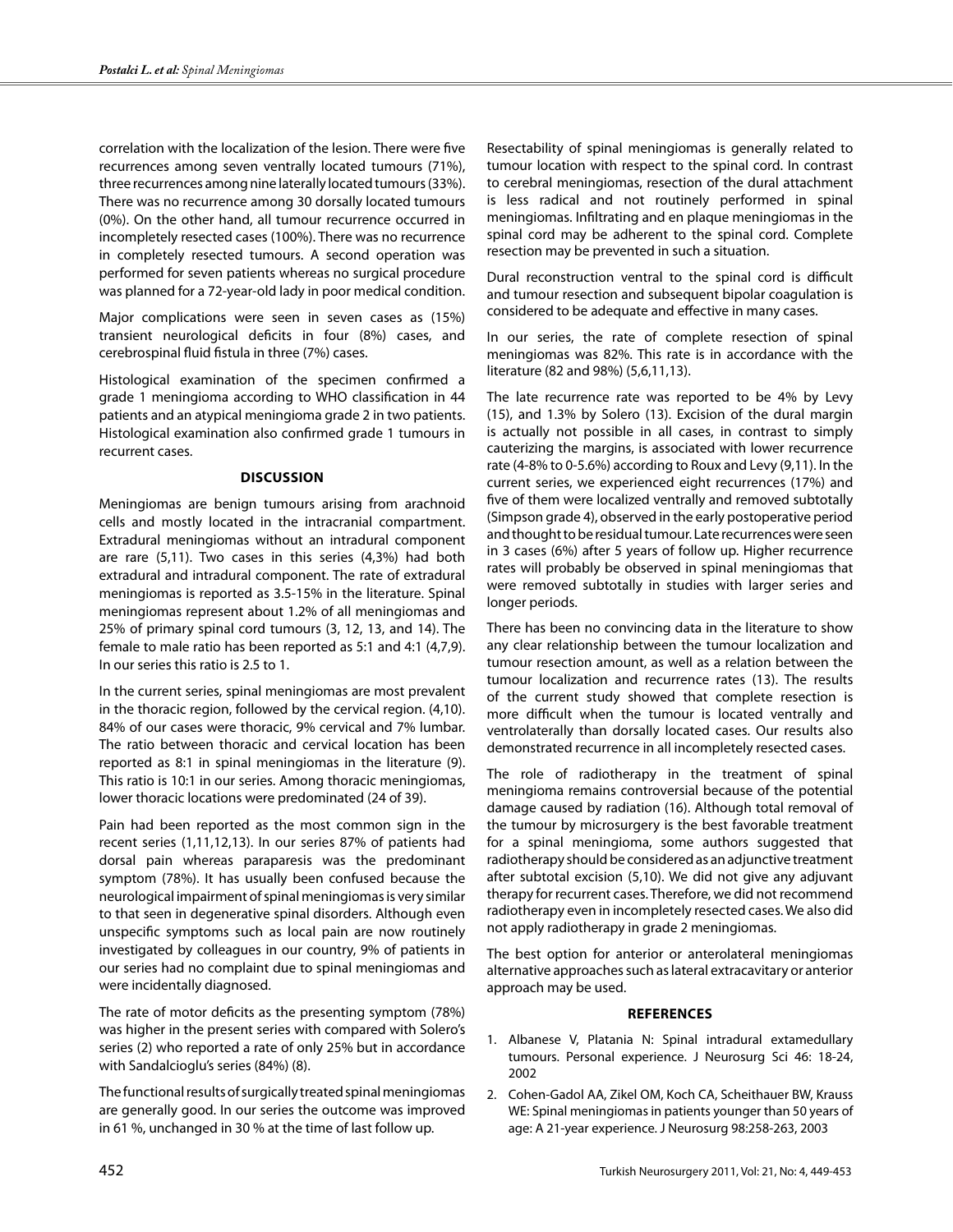correlation with the localization of the lesion. There were five recurrences among seven ventrally located tumours (71%), three recurrences among nine laterally located tumours (33%). There was no recurrence among 30 dorsally located tumours (0%). On the other hand, all tumour recurrence occurred in incompletely resected cases (100%). There was no recurrence in completely resected tumours. A second operation was performed for seven patients whereas no surgical procedure was planned for a 72-year-old lady in poor medical condition.

Major complications were seen in seven cases as (15%) transient neurological deficits in four (8%) cases, and cerebrospinal fluid fistula in three (7%) cases.

Histological examination of the specimen confirmed a grade 1 meningioma according to WHO classification in 44 patients and an atypical meningioma grade 2 in two patients. Histological examination also confirmed grade 1 tumours in recurrent cases.

## DISCUSSION

Meningiomas are benign tumours arising from arachnoid cells and mostly located in the intracranial compartment. Extradural meningiomas without an intradural component are rare (5,11). Two cases in this series (4,3%) had both extradural and intradural component. The rate of extradural meningiomas is reported as 3.5-15% in the literature. Spinal meningiomas represent about 1.2% of all meningiomas and 25% of primary spinal cord tumours (3, 12, 13, and 14). The female to male ratio has been reported as 5:1 and 4:1 (4,7,9). In our series this ratio is 2.5 to 1.

In the current series, spinal meningiomas are most prevalent in the thoracic region, followed by the cervical region. (4,10). 84% of our cases were thoracic, 9% cervical and 7% lumbar. The ratio between thoracic and cervical location has been reported as 8:1 in spinal meningiomas in the literature (9). This ratio is 10:1 in our series. Among thoracic meningiomas, lower thoracic locations were predominated (24 of 39).

Pain had been reported as the most common sign in the recent series (1,11,12,13). In our series 87% of patients had dorsal pain whereas paraparesis was the predominant symptom (78%). It has usually been confused because the neurological impairment of spinal meningiomas is very similar to that seen in degenerative spinal disorders. Although even unspecific symptoms such as local pain are now routinely investigated by colleagues in our country, 9% of patients in our series had no complaint due to spinal meningiomas and were incidentally diagnosed.

The rate of motor deficits as the presenting symptom (78%) was higher in the present series with compared with Solero's series (2) who reported a rate of only 25% but in accordance with Sandalcioglu's series (84%) (8).

The functional results of surgically treated spinal meningiomas are generally good. In our series the outcome was improved in 61 %, unchanged in 30 % at the time of last follow up.

Resectability of spinal meningiomas is generally related to tumour location with respect to the spinal cord. In contrast to cerebral meningiomas, resection of the dural attachment is less radical and not routinely performed in spinal meningiomas. Infiltrating and en plaque meningiomas in the spinal cord may be adherent to the spinal cord. Complete resection may be prevented in such a situation.

Dural reconstruction ventral to the spinal cord is difficult and tumour resection and subsequent bipolar coagulation is considered to be adequate and effective in many cases.

In our series, the rate of complete resection of spinal meningiomas was 82%. This rate is in accordance with the literature (82 and 98%) (5,6,11,13).

The late recurrence rate was reported to be 4% by Levy (15), and 1.3% by Solero (13). Excision of the dural margin is actually not possible in all cases, in contrast to simply cauterizing the margins, is associated with lower recurrence rate (4-8% to 0-5.6%) according to Roux and Levy (9,11). In the current series, we experienced eight recurrences (17%) and five of them were localized ventrally and removed subtotally (Simpson grade 4), observed in the early postoperative period and thought to be residual tumour. Late recurrences were seen in 3 cases (6%) after 5 years of follow up. Higher recurrence rates will probably be observed in spinal meningiomas that were removed subtotally in studies with larger series and longer periods.

There has been no convincing data in the literature to show any clear relationship between the tumour localization and tumour resection amount, as well as a relation between the tumour localization and recurrence rates (13). The results of the current study showed that complete resection is more difficult when the tumour is located ventrally and ventrolaterally than dorsally located cases. Our results also demonstrated recurrence in all incompletely resected cases.

The role of radiotherapy in the treatment of spinal meningioma remains controversial because of the potential damage caused by radiation (16). Although total removal of the tumour by microsurgery is the best favorable treatment for a spinal meningioma, some authors suggested that radiotherapy should be considered as an adjunctive treatment after subtotal excision (5,10). We did not give any adjuvant therapy for recurrent cases. Therefore, we did not recommend radiotherapy even in incompletely resected cases. We also did not apply radiotherapy in grade 2 meningiomas.

The best option for anterior or anterolateral meningiomas alternative approaches such as lateral extracavitary or anterior approach may be used.

## REFERENCES

1. Albanese V, Platania N: Spinal intradural extamedullary tumours. Personal experience. J Neurosurg Sci 46: 18-24, 2002
2. Cohen-Gadol AA, Zikel OM, Koch CA, Scheithauer BW, Krauss WE: Spinal meningiomas in patients younger than 50 years of age: A 21-year experience. J Neurosurg 98:258-263, 2003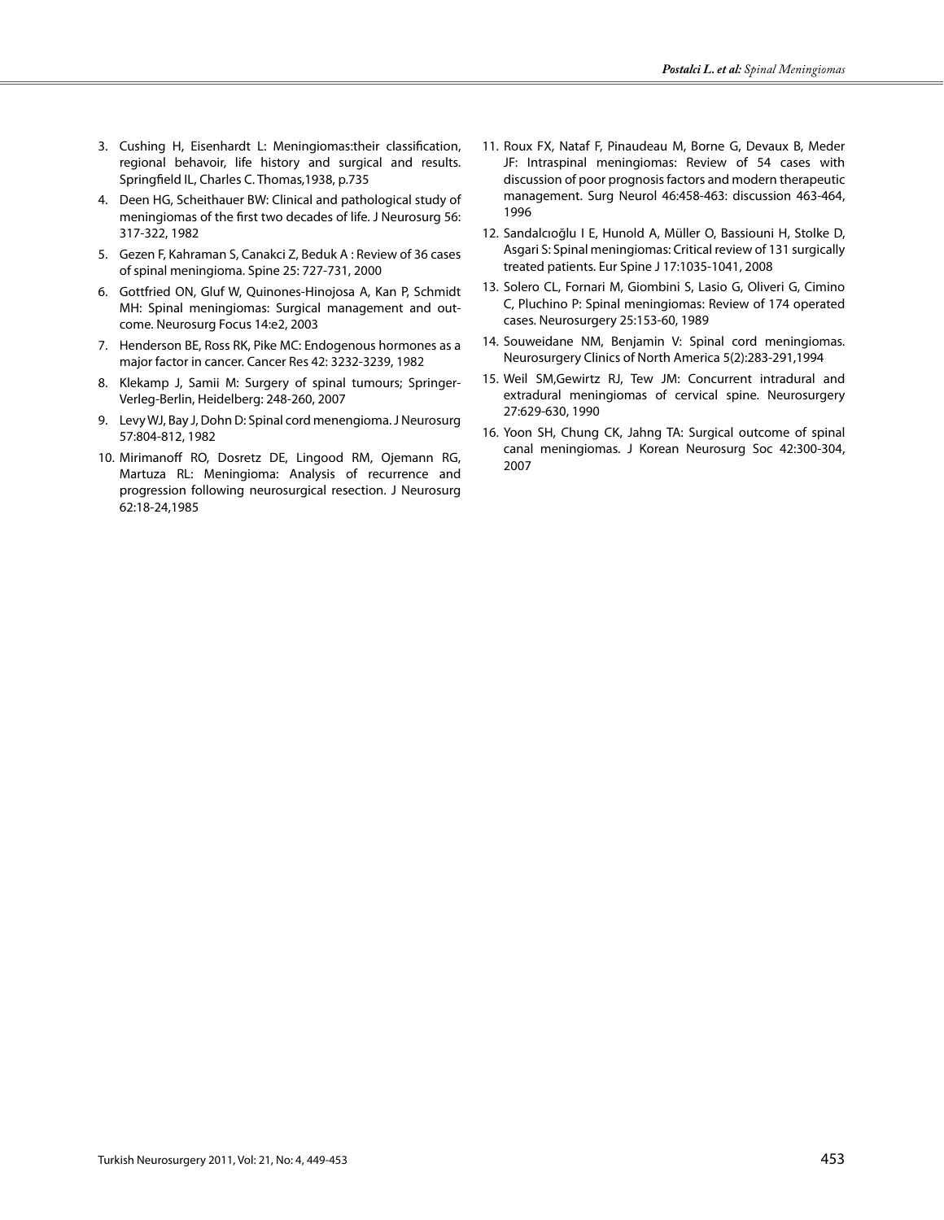3. Cushing H, Eisenhardt L: Meningiomas:their classification, regional behavoir, life history and surgical and results. Springfield IL, Charles C. Thomas,1938, p.735
4. Deen HG, Scheithauer BW: Clinical and pathological study of meningiomas of the first two decades of life. J Neurosurg 56: 317-322, 1982
5. Gezen F, Kahraman S, Canakci Z, Beduk A : Review of 36 cases of spinal meningioma. Spine 25: 727-731, 2000
6. Gottfried ON, Gluf W, Quinones-Hinojosa A, Kan P, Schmidt MH: Spinal meningiomas: Surgical management and outcome. Neurosurg Focus 14:e2, 2003
7. Henderson BE, Ross RK, Pike MC: Endogenous hormones as a major factor in cancer. Cancer Res 42: 3232-3239, 1982
8. Klekamp J, Samii M: Surgery of spinal tumours; Springer-Verleg-Berlin, Heidelberg: 248-260, 2007
9. Levy WJ, Bay J, Dohn D: Spinal cord menengioma. J Neurosurg 57:804-812, 1982
10. Mirimanoff RO, Dosretz DE, Lingood RM, Ojemann RG, Martuza RL: Meningioma: Analysis of recurrence and progression following neurosurgical resection. J Neurosurg 62:18-24,1985
11. Roux FX, Nataf F, Pinaudeau M, Borne G, Devaux B, Meder JF: Intraspinal meningiomas: Review of 54 cases with discussion of poor prognosis factors and modern therapeutic management. Surg Neurol 46:458-463: discussion 463-464, 1996
12. Sandalcıoğlu I E, Hunold A, Müller O, Bassiouni H, Stolke D, Asgari S: Spinal meningiomas: Critical review of 131 surgically treated patients. Eur Spine J 17:1035-1041, 2008
13. Solero CL, Fornari M, Giombini S, Lasio G, Oliveri G, Cimino C, Pluchino P: Spinal meningiomas: Review of 174 operated cases. Neurosurgery 25:153-60, 1989
14. Souweidane NM, Benjamin V: Spinal cord meningiomas. Neurosurgery Clinics of North America 5(2):283-291,1994
15. Weil SM,Gewirtz RJ, Tew JM: Concurrent intradural and extradural meningiomas of cervical spine. Neurosurgery 27:629-630, 1990
16. Yoon SH, Chung CK, Jahng TA: Surgical outcome of spinal canal meningiomas. J Korean Neurosurg Soc 42:300-304, 2007